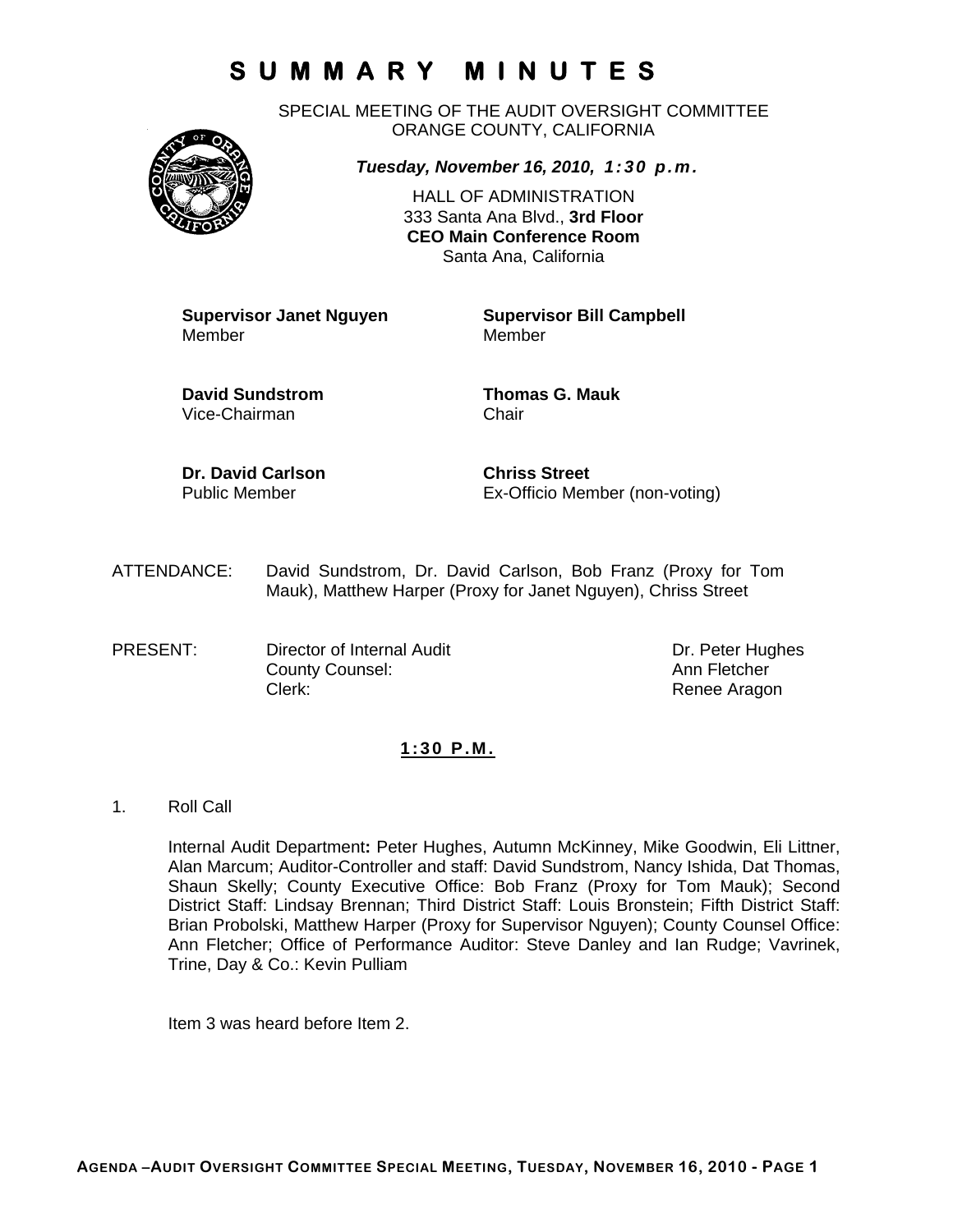# SUMMARY MINUTES

SPECIAL MEETING OF THE AUDIT OVERSIGHT COMMITTEE
ORANGE COUNTY, CALIFORNIA

***Tuesday, November 16, 2010, 1:30 p.m.***

HALL OF ADMINISTRATION
333 Santa Ana Blvd., **3rd Floor**
**CEO Main Conference Room**
Santa Ana, California

| | |
|---|---|
| **Supervisor Janet Nguyen**<br>Member | **Supervisor Bill Campbell**<br>Member |
| **David Sundstrom**<br>Vice-Chairman | **Thomas G. Mauk**<br>Chair |
| **Dr. David Carlson**<br>Public Member | **Chriss Street**<br>Ex-Officio Member (non-voting) |

ATTENDANCE: David Sundstrom, Dr. David Carlson, Bob Franz (Proxy for Tom Mauk), Matthew Harper (Proxy for Janet Nguyen), Chriss Street

| PRESENT: | | |
|---|---|---|
| | Director of Internal Audit | Dr. Peter Hughes |
| | County Counsel: | Ann Fletcher |
| | Clerk: | Renee Aragon |

**1:30 P.M.**

1. Roll Call

   Internal Audit Department**:** Peter Hughes, Autumn McKinney, Mike Goodwin, Eli Littner, Alan Marcum; Auditor-Controller and staff: David Sundstrom, Nancy Ishida, Dat Thomas, Shaun Skelly; County Executive Office: Bob Franz (Proxy for Tom Mauk); Second District Staff: Lindsay Brennan; Third District Staff: Louis Bronstein; Fifth District Staff: Brian Probolski, Matthew Harper (Proxy for Supervisor Nguyen); County Counsel Office: Ann Fletcher; Office of Performance Auditor: Steve Danley and Ian Rudge; Vavrinek, Trine, Day & Co.: Kevin Pulliam

   Item 3 was heard before Item 2.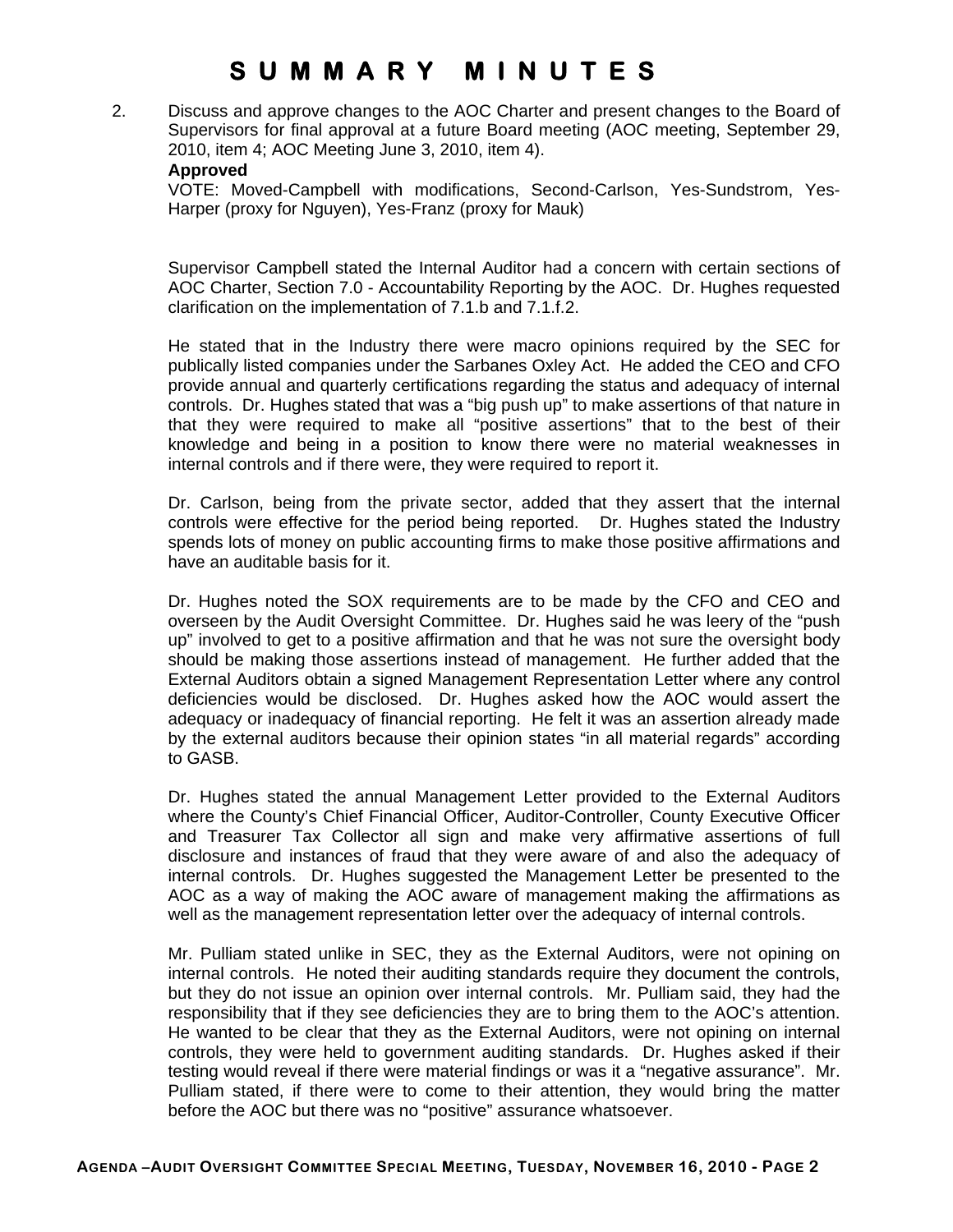# SUMMARY MINUTES

2. Discuss and approve changes to the AOC Charter and present changes to the Board of Supervisors for final approval at a future Board meeting (AOC meeting, September 29, 2010, item 4; AOC Meeting June 3, 2010, item 4).

   **Approved**

   VOTE: Moved-Campbell with modifications, Second-Carlson, Yes-Sundstrom, Yes-Harper (proxy for Nguyen), Yes-Franz (proxy for Mauk)

   Supervisor Campbell stated the Internal Auditor had a concern with certain sections of AOC Charter, Section 7.0 - Accountability Reporting by the AOC. Dr. Hughes requested clarification on the implementation of 7.1.b and 7.1.f.2.

   He stated that in the Industry there were macro opinions required by the SEC for publically listed companies under the Sarbanes Oxley Act. He added the CEO and CFO provide annual and quarterly certifications regarding the status and adequacy of internal controls. Dr. Hughes stated that was a "big push up" to make assertions of that nature in that they were required to make all "positive assertions" that to the best of their knowledge and being in a position to know there were no material weaknesses in internal controls and if there were, they were required to report it.

   Dr. Carlson, being from the private sector, added that they assert that the internal controls were effective for the period being reported. Dr. Hughes stated the Industry spends lots of money on public accounting firms to make those positive affirmations and have an auditable basis for it.

   Dr. Hughes noted the SOX requirements are to be made by the CFO and CEO and overseen by the Audit Oversight Committee. Dr. Hughes said he was leery of the "push up" involved to get to a positive affirmation and that he was not sure the oversight body should be making those assertions instead of management. He further added that the External Auditors obtain a signed Management Representation Letter where any control deficiencies would be disclosed. Dr. Hughes asked how the AOC would assert the adequacy or inadequacy of financial reporting. He felt it was an assertion already made by the external auditors because their opinion states "in all material regards" according to GASB.

   Dr. Hughes stated the annual Management Letter provided to the External Auditors where the County's Chief Financial Officer, Auditor-Controller, County Executive Officer and Treasurer Tax Collector all sign and make very affirmative assertions of full disclosure and instances of fraud that they were aware of and also the adequacy of internal controls. Dr. Hughes suggested the Management Letter be presented to the AOC as a way of making the AOC aware of management making the affirmations as well as the management representation letter over the adequacy of internal controls.

   Mr. Pulliam stated unlike in SEC, they as the External Auditors, were not opining on internal controls. He noted their auditing standards require they document the controls, but they do not issue an opinion over internal controls. Mr. Pulliam said, they had the responsibility that if they see deficiencies they are to bring them to the AOC's attention. He wanted to be clear that they as the External Auditors, were not opining on internal controls, they were held to government auditing standards. Dr. Hughes asked if their testing would reveal if there were material findings or was it a "negative assurance". Mr. Pulliam stated, if there were to come to their attention, they would bring the matter before the AOC but there was no "positive" assurance whatsoever.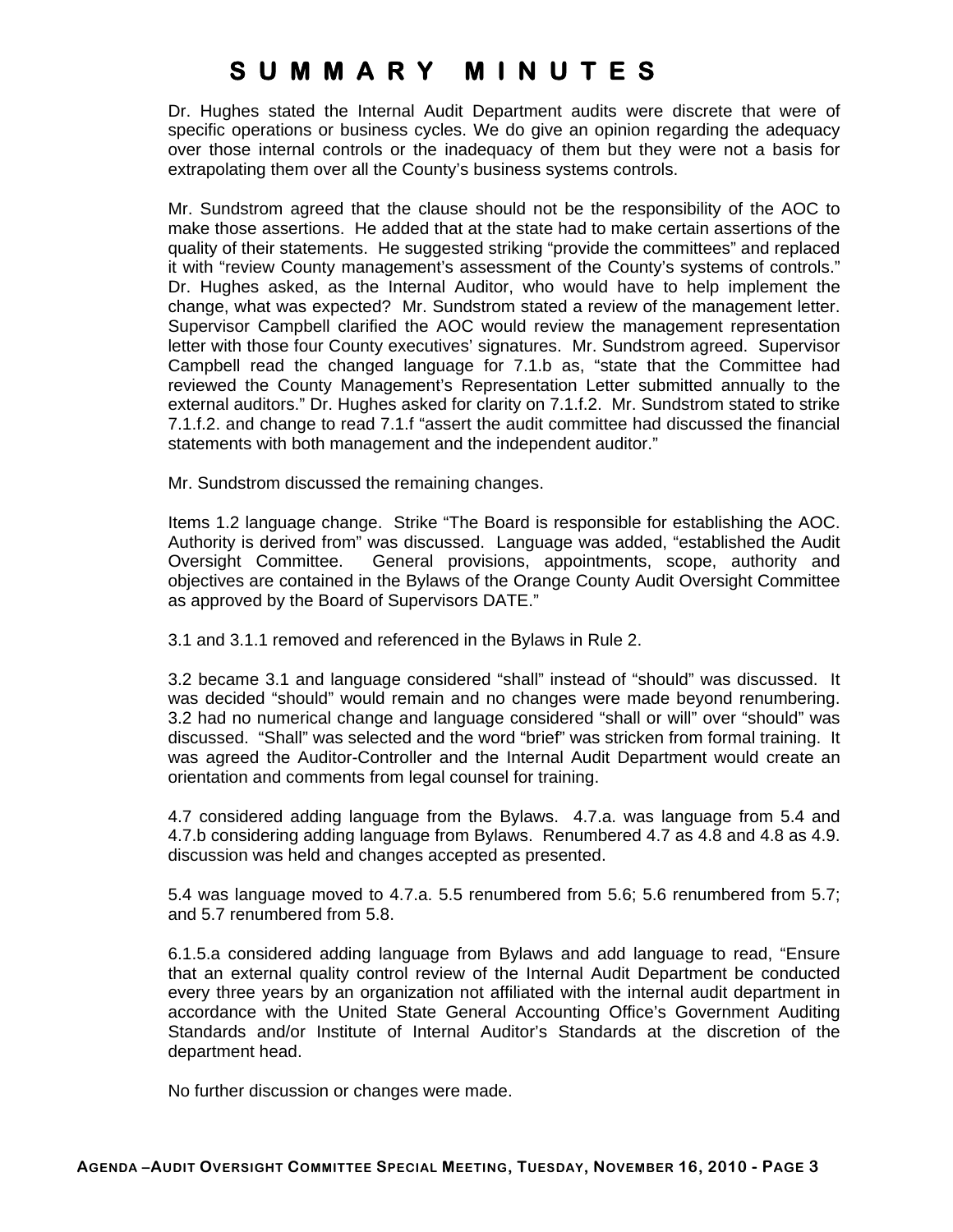# SUMMARY MINUTES

Dr. Hughes stated the Internal Audit Department audits were discrete that were of specific operations or business cycles. We do give an opinion regarding the adequacy over those internal controls or the inadequacy of them but they were not a basis for extrapolating them over all the County's business systems controls.

Mr. Sundstrom agreed that the clause should not be the responsibility of the AOC to make those assertions. He added that at the state had to make certain assertions of the quality of their statements. He suggested striking "provide the committees" and replaced it with "review County management's assessment of the County's systems of controls." Dr. Hughes asked, as the Internal Auditor, who would have to help implement the change, what was expected? Mr. Sundstrom stated a review of the management letter. Supervisor Campbell clarified the AOC would review the management representation letter with those four County executives' signatures. Mr. Sundstrom agreed. Supervisor Campbell read the changed language for 7.1.b as, "state that the Committee had reviewed the County Management's Representation Letter submitted annually to the external auditors." Dr. Hughes asked for clarity on 7.1.f.2. Mr. Sundstrom stated to strike 7.1.f.2. and change to read 7.1.f "assert the audit committee had discussed the financial statements with both management and the independent auditor."

Mr. Sundstrom discussed the remaining changes.

Items 1.2 language change. Strike "The Board is responsible for establishing the AOC. Authority is derived from" was discussed. Language was added, "established the Audit Oversight Committee. General provisions, appointments, scope, authority and objectives are contained in the Bylaws of the Orange County Audit Oversight Committee as approved by the Board of Supervisors DATE."

3.1 and 3.1.1 removed and referenced in the Bylaws in Rule 2.

3.2 became 3.1 and language considered "shall" instead of "should" was discussed. It was decided "should" would remain and no changes were made beyond renumbering. 3.2 had no numerical change and language considered "shall or will" over "should" was discussed. "Shall" was selected and the word "brief" was stricken from formal training. It was agreed the Auditor-Controller and the Internal Audit Department would create an orientation and comments from legal counsel for training.

4.7 considered adding language from the Bylaws. 4.7.a. was language from 5.4 and 4.7.b considering adding language from Bylaws. Renumbered 4.7 as 4.8 and 4.8 as 4.9. discussion was held and changes accepted as presented.

5.4 was language moved to 4.7.a. 5.5 renumbered from 5.6; 5.6 renumbered from 5.7; and 5.7 renumbered from 5.8.

6.1.5.a considered adding language from Bylaws and add language to read, "Ensure that an external quality control review of the Internal Audit Department be conducted every three years by an organization not affiliated with the internal audit department in accordance with the United State General Accounting Office's Government Auditing Standards and/or Institute of Internal Auditor's Standards at the discretion of the department head.

No further discussion or changes were made.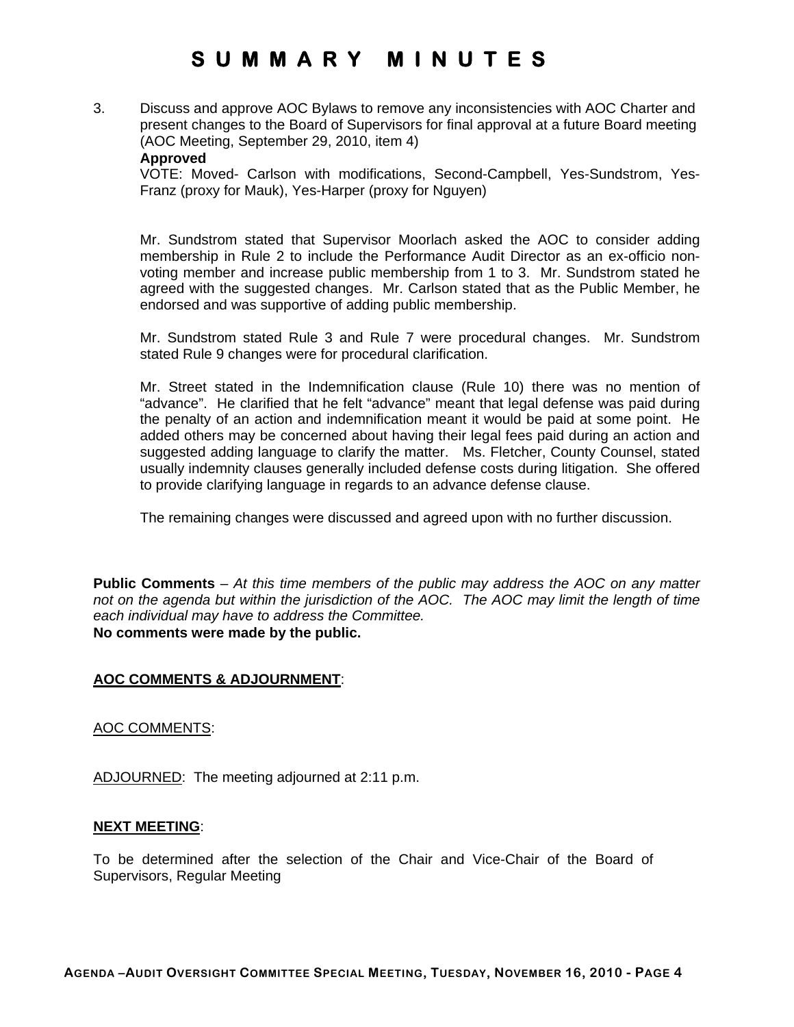# SUMMARY MINUTES

3. Discuss and approve AOC Bylaws to remove any inconsistencies with AOC Charter and present changes to the Board of Supervisors for final approval at a future Board meeting (AOC Meeting, September 29, 2010, item 4)

   **Approved**

   VOTE: Moved- Carlson with modifications, Second-Campbell, Yes-Sundstrom, Yes-Franz (proxy for Mauk), Yes-Harper (proxy for Nguyen)

   Mr. Sundstrom stated that Supervisor Moorlach asked the AOC to consider adding membership in Rule 2 to include the Performance Audit Director as an ex-officio non-voting member and increase public membership from 1 to 3. Mr. Sundstrom stated he agreed with the suggested changes. Mr. Carlson stated that as the Public Member, he endorsed and was supportive of adding public membership.

   Mr. Sundstrom stated Rule 3 and Rule 7 were procedural changes. Mr. Sundstrom stated Rule 9 changes were for procedural clarification.

   Mr. Street stated in the Indemnification clause (Rule 10) there was no mention of "advance". He clarified that he felt "advance" meant that legal defense was paid during the penalty of an action and indemnification meant it would be paid at some point. He added others may be concerned about having their legal fees paid during an action and suggested adding language to clarify the matter. Ms. Fletcher, County Counsel, stated usually indemnity clauses generally included defense costs during litigation. She offered to provide clarifying language in regards to an advance defense clause.

   The remaining changes were discussed and agreed upon with no further discussion.

**Public Comments** – *At this time members of the public may address the AOC on any matter not on the agenda but within the jurisdiction of the AOC. The AOC may limit the length of time each individual may have to address the Committee.*
**No comments were made by the public.**

**AOC COMMENTS & ADJOURNMENT**:

AOC COMMENTS:

ADJOURNED: The meeting adjourned at 2:11 p.m.

**NEXT MEETING**:

To be determined after the selection of the Chair and Vice-Chair of the Board of Supervisors, Regular Meeting